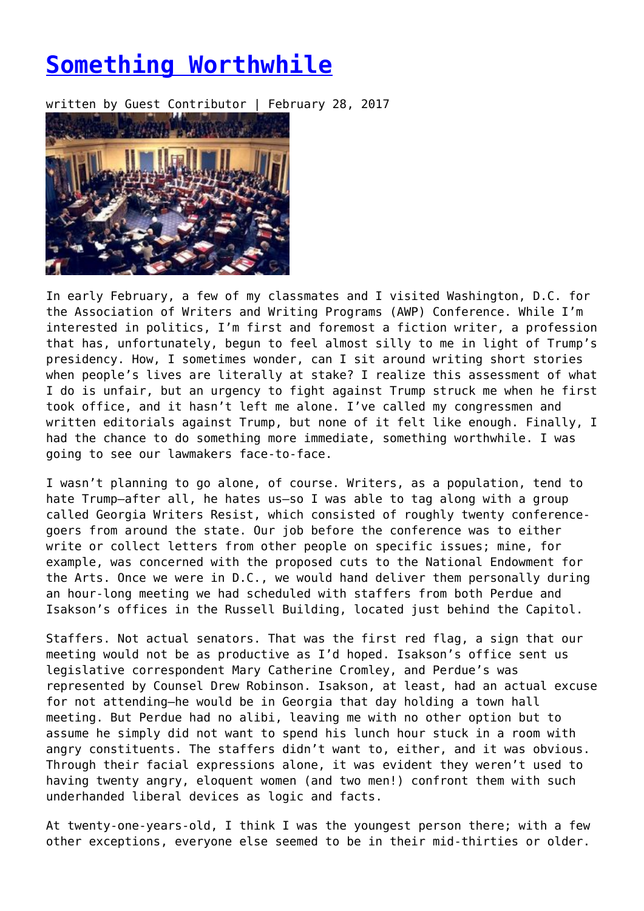# [Something Worthwhile]

written by Guest Contributor | February 28, 2017

In early February, a few of my classmates and I visited Washington, D.C. for the Association of Writers and Writing Programs (AWP) Conference. While I'm interested in politics, I'm first and foremost a fiction writer, a profession that has, unfortunately, begun to feel almost silly to me in light of Trump's presidency. How, I sometimes wonder, can I sit around writing short stories when people's lives are literally at stake? I realize this assessment of what I do is unfair, but an urgency to fight against Trump struck me when he first took office, and it hasn't left me alone. I've called my congressmen and written editorials against Trump, but none of it felt like enough. Finally, I had the chance to do something more immediate, something worthwhile. I was going to see our lawmakers face-to-face.

I wasn't planning to go alone, of course. Writers, as a population, tend to hate Trump—after all, he hates us—so I was able to tag along with a group called Georgia Writers Resist, which consisted of roughly twenty conference-goers from around the state. Our job before the conference was to either write or collect letters from other people on specific issues; mine, for example, was concerned with the proposed cuts to the National Endowment for the Arts. Once we were in D.C., we would hand deliver them personally during an hour-long meeting we had scheduled with staffers from both Perdue and Isakson's offices in the Russell Building, located just behind the Capitol.

Staffers. Not actual senators. That was the first red flag, a sign that our meeting would not be as productive as I'd hoped. Isakson's office sent us legislative correspondent Mary Catherine Cromley, and Perdue's was represented by Counsel Drew Robinson. Isakson, at least, had an actual excuse for not attending—he would be in Georgia that day holding a town hall meeting. But Perdue had no alibi, leaving me with no other option but to assume he simply did not want to spend his lunch hour stuck in a room with angry constituents. The staffers didn't want to, either, and it was obvious. Through their facial expressions alone, it was evident they weren't used to having twenty angry, eloquent women (and two men!) confront them with such underhanded liberal devices as logic and facts.

At twenty-one-years-old, I think I was the youngest person there; with a few other exceptions, everyone else seemed to be in their mid-thirties or older.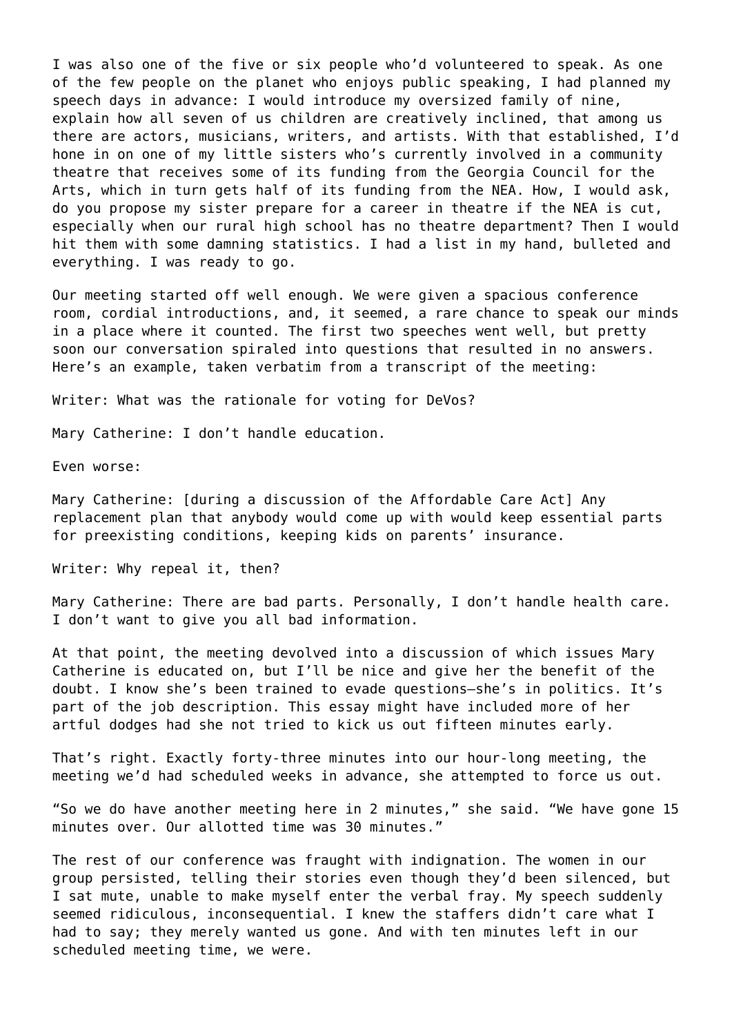I was also one of the five or six people who'd volunteered to speak. As one of the few people on the planet who enjoys public speaking, I had planned my speech days in advance: I would introduce my oversized family of nine, explain how all seven of us children are creatively inclined, that among us there are actors, musicians, writers, and artists. With that established, I'd hone in on one of my little sisters who's currently involved in a community theatre that receives some of its funding from the Georgia Council for the Arts, which in turn gets half of its funding from the NEA. How, I would ask, do you propose my sister prepare for a career in theatre if the NEA is cut, especially when our rural high school has no theatre department? Then I would hit them with some damning statistics. I had a list in my hand, bulleted and everything. I was ready to go.

Our meeting started off well enough. We were given a spacious conference room, cordial introductions, and, it seemed, a rare chance to speak our minds in a place where it counted. The first two speeches went well, but pretty soon our conversation spiraled into questions that resulted in no answers. Here's an example, taken verbatim from a transcript of the meeting:

Writer: What was the rationale for voting for DeVos?

Mary Catherine: I don't handle education.

Even worse:

Mary Catherine: [during a discussion of the Affordable Care Act] Any replacement plan that anybody would come up with would keep essential parts for preexisting conditions, keeping kids on parents' insurance.

Writer: Why repeal it, then?

Mary Catherine: There are bad parts. Personally, I don't handle health care. I don't want to give you all bad information.

At that point, the meeting devolved into a discussion of which issues Mary Catherine is educated on, but I'll be nice and give her the benefit of the doubt. I know she's been trained to evade questions—she's in politics. It's part of the job description. This essay might have included more of her artful dodges had she not tried to kick us out fifteen minutes early.

That's right. Exactly forty-three minutes into our hour-long meeting, the meeting we'd had scheduled weeks in advance, she attempted to force us out.

"So we do have another meeting here in 2 minutes," she said. "We have gone 15 minutes over. Our allotted time was 30 minutes."

The rest of our conference was fraught with indignation. The women in our group persisted, telling their stories even though they'd been silenced, but I sat mute, unable to make myself enter the verbal fray. My speech suddenly seemed ridiculous, inconsequential. I knew the staffers didn't care what I had to say; they merely wanted us gone. And with ten minutes left in our scheduled meeting time, we were.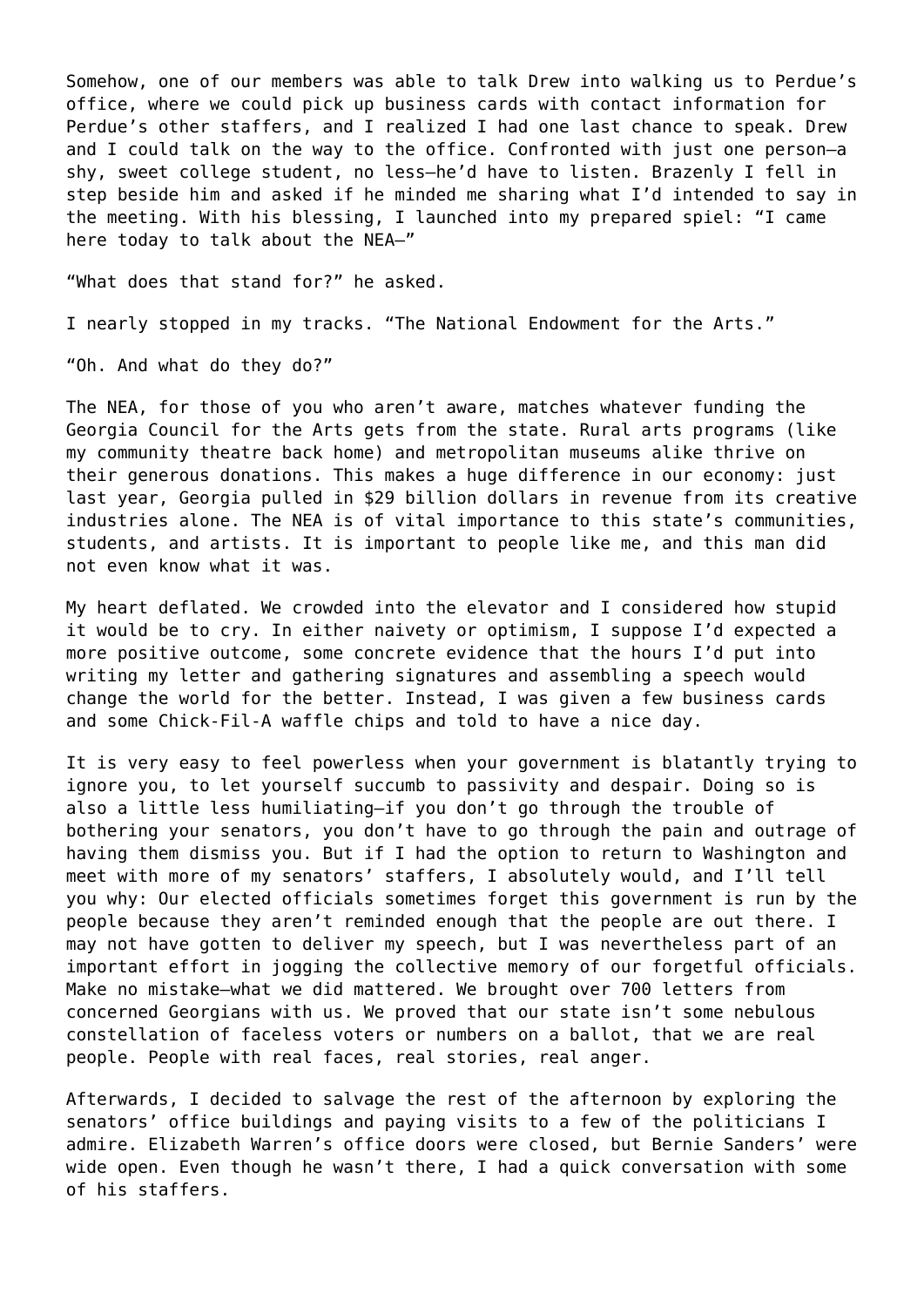Somehow, one of our members was able to talk Drew into walking us to Perdue's office, where we could pick up business cards with contact information for Perdue's other staffers, and I realized I had one last chance to speak. Drew and I could talk on the way to the office. Confronted with just one person—a shy, sweet college student, no less—he'd have to listen. Brazenly I fell in step beside him and asked if he minded me sharing what I'd intended to say in the meeting. With his blessing, I launched into my prepared spiel: "I came here today to talk about the NEA—"

"What does that stand for?" he asked.

I nearly stopped in my tracks. "The National Endowment for the Arts."

"Oh. And what do they do?"

The NEA, for those of you who aren't aware, matches whatever funding the Georgia Council for the Arts gets from the state. Rural arts programs (like my community theatre back home) and metropolitan museums alike thrive on their generous donations. This makes a huge difference in our economy: just last year, Georgia pulled in $29 billion dollars in revenue from its creative industries alone. The NEA is of vital importance to this state's communities, students, and artists. It is important to people like me, and this man did not even know what it was.

My heart deflated. We crowded into the elevator and I considered how stupid it would be to cry. In either naivety or optimism, I suppose I'd expected a more positive outcome, some concrete evidence that the hours I'd put into writing my letter and gathering signatures and assembling a speech would change the world for the better. Instead, I was given a few business cards and some Chick-Fil-A waffle chips and told to have a nice day.

It is very easy to feel powerless when your government is blatantly trying to ignore you, to let yourself succumb to passivity and despair. Doing so is also a little less humiliating—if you don't go through the trouble of bothering your senators, you don't have to go through the pain and outrage of having them dismiss you. But if I had the option to return to Washington and meet with more of my senators' staffers, I absolutely would, and I'll tell you why: Our elected officials sometimes forget this government is run by the people because they aren't reminded enough that the people are out there. I may not have gotten to deliver my speech, but I was nevertheless part of an important effort in jogging the collective memory of our forgetful officials. Make no mistake—what we did mattered. We brought over 700 letters from concerned Georgians with us. We proved that our state isn't some nebulous constellation of faceless voters or numbers on a ballot, that we are real people. People with real faces, real stories, real anger.

Afterwards, I decided to salvage the rest of the afternoon by exploring the senators' office buildings and paying visits to a few of the politicians I admire. Elizabeth Warren's office doors were closed, but Bernie Sanders' were wide open. Even though he wasn't there, I had a quick conversation with some of his staffers.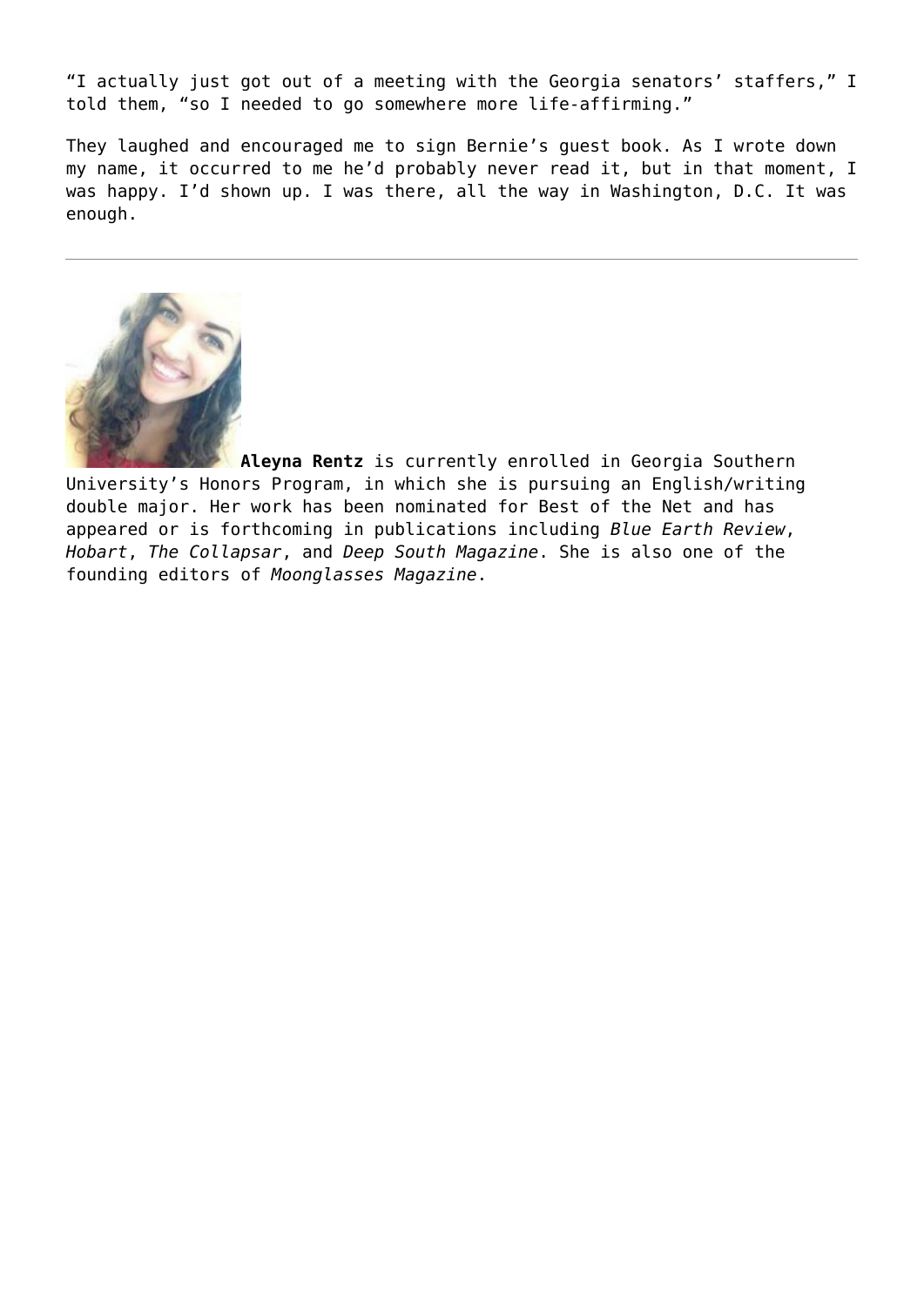"I actually just got out of a meeting with the Georgia senators' staffers," I told them, "so I needed to go somewhere more life-affirming."

They laughed and encouraged me to sign Bernie's guest book. As I wrote down my name, it occurred to me he'd probably never read it, but in that moment, I was happy. I'd shown up. I was there, all the way in Washington, D.C. It was enough.

---

**Aleyna Rentz** is currently enrolled in Georgia Southern University's Honors Program, in which she is pursuing an English/writing double major. Her work has been nominated for Best of the Net and has appeared or is forthcoming in publications including *Blue Earth Review*, *Hobart*, *The Collapsar*, and *Deep South Magazine*. She is also one of the founding editors of *Moonglasses Magazine*.